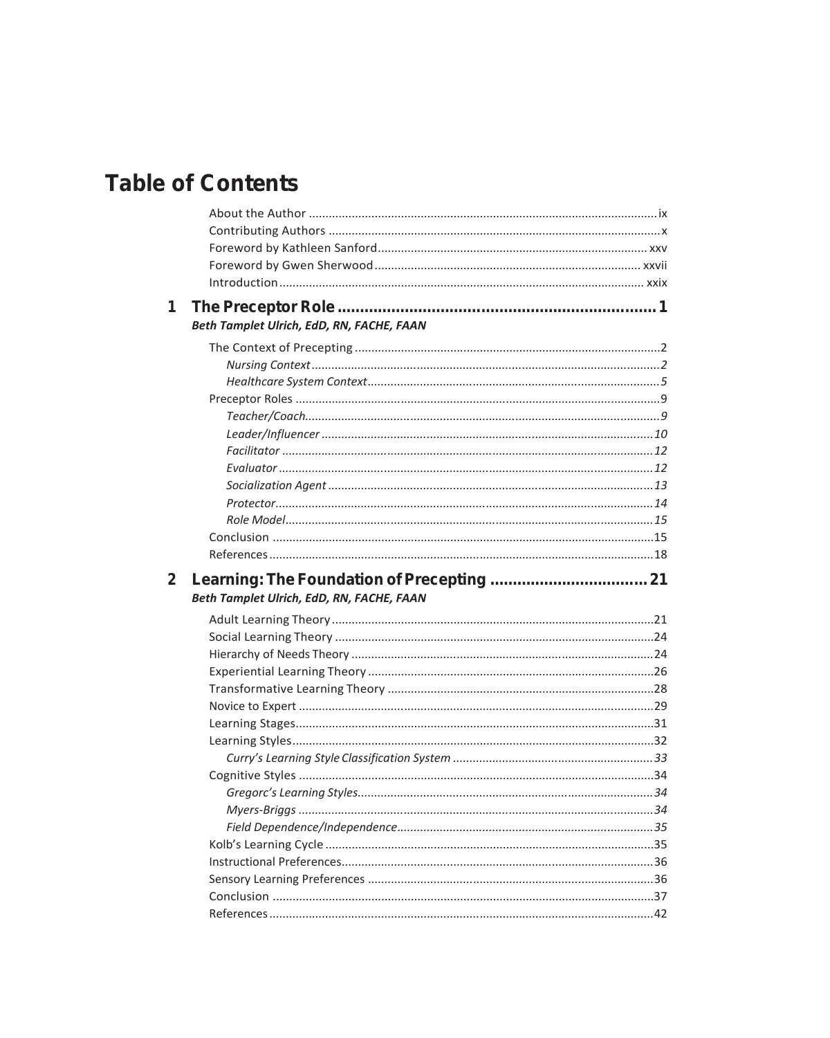# Table of Contents

About the Author ........................................................................................................ ix
Contributing Authors ..................................................................................................... x
Foreword by Kathleen Sanford .................................................................................. xxv
Foreword by Gwen Sherwood .................................................................................. xxvii
Introduction ............................................................................................................. xxix

## 1 The Preceptor Role ......................................................................... 1

***Beth Tamplet Ulrich, EdD, RN, FACHE, FAAN***

The Context of Precepting ............................................................................................ 2
- *Nursing Context* ..................................................................................................... 2
- *Healthcare System Context* ..................................................................................... 5

Preceptor Roles ............................................................................................................. 9
- *Teacher/Coach* ....................................................................................................... 9
- *Leader/Influencer* ................................................................................................. 10
- *Facilitator* ............................................................................................................ 12
- *Evaluator* ............................................................................................................. 12
- *Socialization Agent* .............................................................................................. 13
- *Protector* ............................................................................................................. 14
- *Role Model* .......................................................................................................... 15

Conclusion .................................................................................................................. 15
References .................................................................................................................. 18

## 2 Learning: The Foundation of Precepting ...................................... 21

***Beth Tamplet Ulrich, EdD, RN, FACHE, FAAN***

Adult Learning Theory ................................................................................................ 21
Social Learning Theory ............................................................................................... 24
Hierarchy of Needs Theory ......................................................................................... 24
Experiential Learning Theory ...................................................................................... 26
Transformative Learning Theory ................................................................................ 28
Novice to Expert ......................................................................................................... 29
Learning Stages ........................................................................................................... 31
Learning Styles ............................................................................................................ 32
- *Curry's Learning Style Classification System* ........................................................ 33

Cognitive Styles .......................................................................................................... 34
- *Gregorc's Learning Styles* ..................................................................................... 34
- *Myers-Briggs* ........................................................................................................ 34
- *Field Dependence/Independence* ........................................................................ 35

Kolb's Learning Cycle .................................................................................................. 35
Instructional Preferences ............................................................................................ 36
Sensory Learning Preferences .................................................................................... 36
Conclusion .................................................................................................................. 37
References .................................................................................................................. 42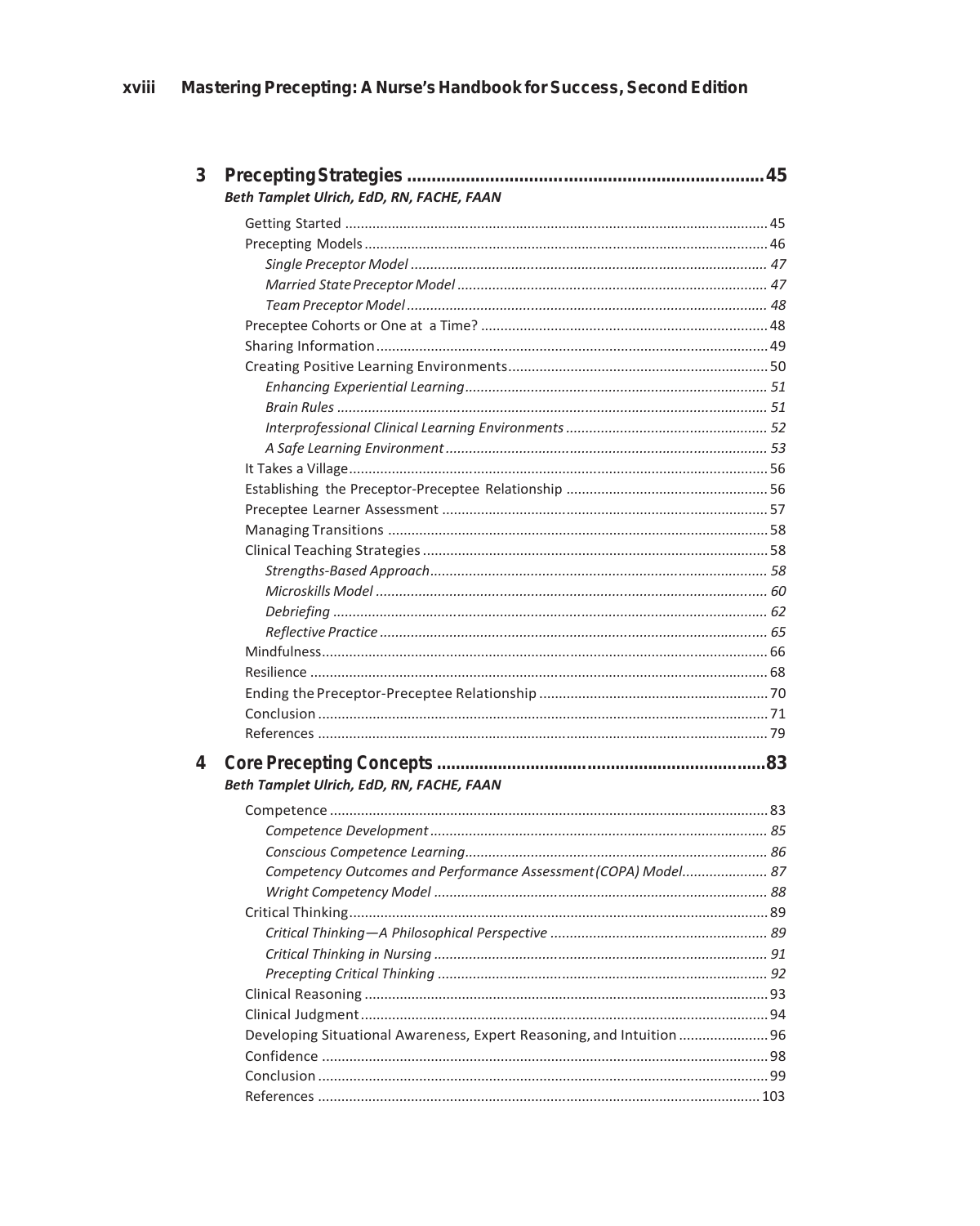**3 Precepting Strategies ........................................................................45**

*Beth Tamplet Ulrich, EdD, RN, FACHE, FAAN*

- Getting Started ........................................................................45
- Precepting Models ........................................................................46
  - *Single Preceptor Model ........................................................................47*
  - *Married State Preceptor Model ........................................................................47*
  - *Team Preceptor Model ........................................................................48*
- Preceptee Cohorts or One at a Time? ........................................................................48
- Sharing Information ........................................................................49
- Creating Positive Learning Environments ........................................................................50
  - *Enhancing Experiential Learning ........................................................................51*
  - *Brain Rules ........................................................................51*
  - *Interprofessional Clinical Learning Environments ........................................................................52*
  - *A Safe Learning Environment ........................................................................53*
- It Takes a Village ........................................................................56
- Establishing the Preceptor-Preceptee Relationship ........................................................................56
- Preceptee Learner Assessment ........................................................................57
- Managing Transitions ........................................................................58
- Clinical Teaching Strategies ........................................................................58
  - *Strengths-Based Approach ........................................................................58*
  - *Microskills Model ........................................................................60*
  - *Debriefing ........................................................................62*
  - *Reflective Practice ........................................................................65*
- Mindfulness ........................................................................66
- Resilience ........................................................................68
- Ending the Preceptor-Preceptee Relationship ........................................................................70
- Conclusion ........................................................................71
- References ........................................................................79

**4 Core Precepting Concepts ........................................................................83**

*Beth Tamplet Ulrich, EdD, RN, FACHE, FAAN*

- Competence ........................................................................83
  - *Competence Development ........................................................................85*
  - *Conscious Competence Learning ........................................................................86*
  - *Competency Outcomes and Performance Assessment (COPA) Model ........................................................................87*
  - *Wright Competency Model ........................................................................88*
- Critical Thinking ........................................................................89
  - *Critical Thinking—A Philosophical Perspective ........................................................................89*
  - *Critical Thinking in Nursing ........................................................................91*
  - *Precepting Critical Thinking ........................................................................92*
- Clinical Reasoning ........................................................................93
- Clinical Judgment ........................................................................94
- Developing Situational Awareness, Expert Reasoning, and Intuition ........................................................................96
- Confidence ........................................................................98
- Conclusion ........................................................................99
- References ........................................................................103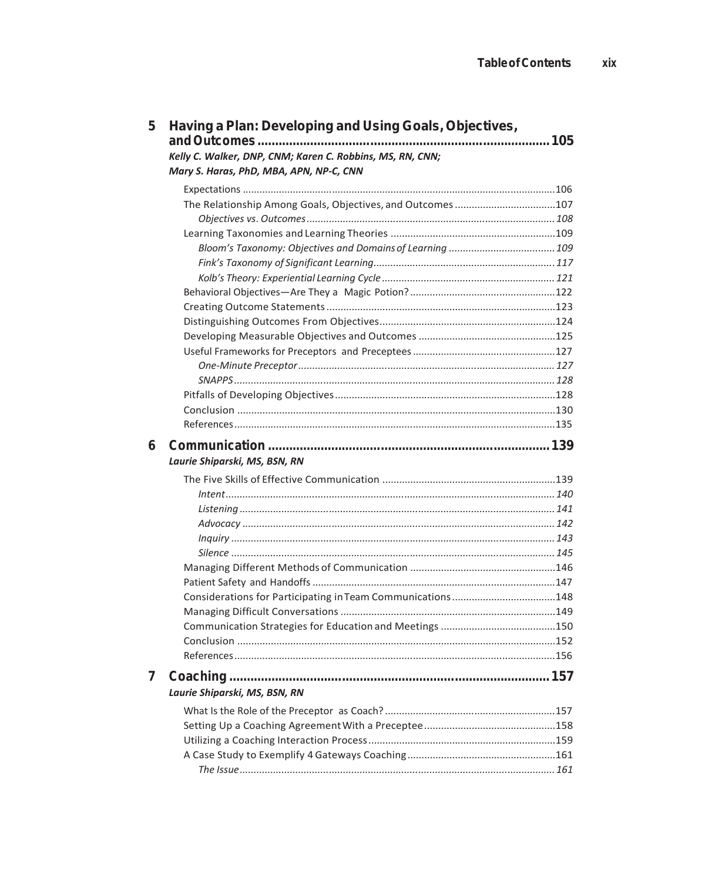## 5 Having a Plan: Developing and Using Goals, Objectives, and Outcomes ........ 105

***Kelly C. Walker, DNP, CNM; Karen C. Robbins, MS, RN, CNN; Mary S. Haras, PhD, MBA, APN, NP-C, CNN***

- Expectations ........ 106
- The Relationship Among Goals, Objectives, and Outcomes ........ 107
  - *Objectives vs. Outcomes* ........ 108
- Learning Taxonomies and Learning Theories ........ 109
  - *Bloom's Taxonomy: Objectives and Domains of Learning* ........ 109
  - *Fink's Taxonomy of Significant Learning* ........ 117
  - *Kolb's Theory: Experiential Learning Cycle* ........ 121
- Behavioral Objectives—Are They a Magic Potion? ........ 122
- Creating Outcome Statements ........ 123
- Distinguishing Outcomes From Objectives ........ 124
- Developing Measurable Objectives and Outcomes ........ 125
- Useful Frameworks for Preceptors and Preceptees ........ 127
  - *One-Minute Preceptor* ........ 127
  - *SNAPPS* ........ 128
- Pitfalls of Developing Objectives ........ 128
- Conclusion ........ 130
- References ........ 135

## 6 Communication ........ 139

***Laurie Shiparski, MS, BSN, RN***

- The Five Skills of Effective Communication ........ 139
  - *Intent* ........ 140
  - *Listening* ........ 141
  - *Advocacy* ........ 142
  - *Inquiry* ........ 143
  - *Silence* ........ 145
- Managing Different Methods of Communication ........ 146
- Patient Safety and Handoffs ........ 147
- Considerations for Participating in Team Communications ........ 148
- Managing Difficult Conversations ........ 149
- Communication Strategies for Education and Meetings ........ 150
- Conclusion ........ 152
- References ........ 156

## 7 Coaching ........ 157

***Laurie Shiparski, MS, BSN, RN***

- What Is the Role of the Preceptor as Coach? ........ 157
- Setting Up a Coaching Agreement With a Preceptee ........ 158
- Utilizing a Coaching Interaction Process ........ 159
- A Case Study to Exemplify 4 Gateways Coaching ........ 161
  - *The Issue* ........ 161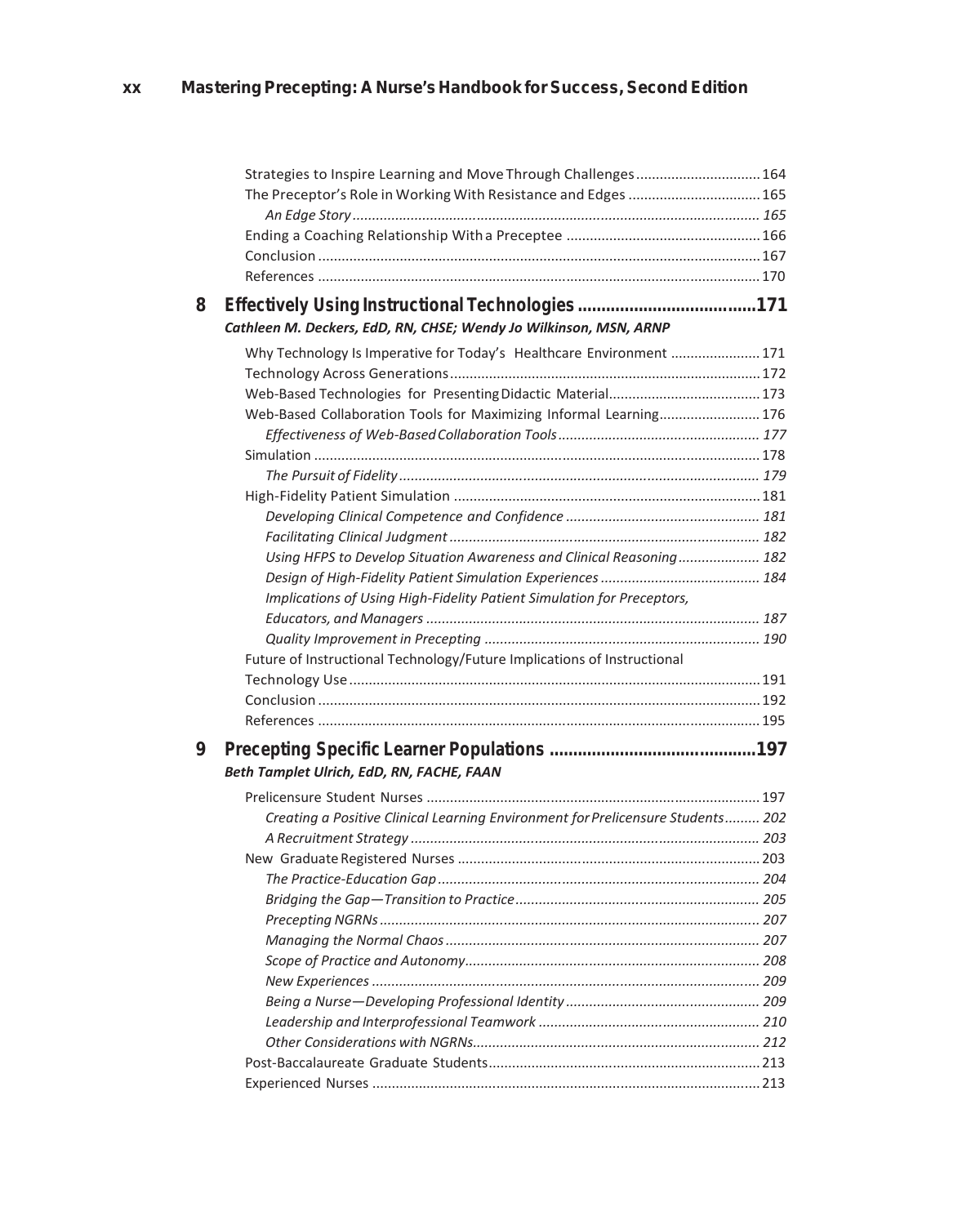Strategies to Inspire Learning and Move Through Challenges ................................ 164
The Preceptor's Role in Working With Resistance and Edges .................................. 165
*An Edge Story* ........................................................................................................ 165
Ending a Coaching Relationship With a Preceptee .................................................. 166
Conclusion ................................................................................................................ 167
References ................................................................................................................ 170

## 8 Effectively Using Instructional Technologies ......................................171

***Cathleen M. Deckers, EdD, RN, CHSE; Wendy Jo Wilkinson, MSN, ARNP***

Why Technology Is Imperative for Today's Healthcare Environment ....................... 171
Technology Across Generations ............................................................................... 172
Web-Based Technologies for Presenting Didactic Material....................................... 173
Web-Based Collaboration Tools for Maximizing Informal Learning.......................... 176
*Effectiveness of Web-Based Collaboration Tools* ..................................................... 177
Simulation .................................................................................................................. 178
*The Pursuit of Fidelity* ............................................................................................. 179
High-Fidelity Patient Simulation ............................................................................... 181
*Developing Clinical Competence and Confidence* .................................................. 181
*Facilitating Clinical Judgment* ................................................................................ 182
*Using HFPS to Develop Situation Awareness and Clinical Reasoning* ..................... 182
*Design of High-Fidelity Patient Simulation Experiences* ......................................... 184
*Implications of Using High-Fidelity Patient Simulation for Preceptors, Educators, and Managers* ..................................................................................... 187
*Quality Improvement in Precepting* ....................................................................... 190
Future of Instructional Technology/Future Implications of Instructional Technology Use ......................................................................................................... 191
Conclusion ................................................................................................................ 192
References ................................................................................................................ 195

## 9 Precepting Specific Learner Populations ...........................................197

***Beth Tamplet Ulrich, EdD, RN, FACHE, FAAN***

Prelicensure Student Nurses ..................................................................................... 197
*Creating a Positive Clinical Learning Environment for Prelicensure Students* ......... 202
*A Recruitment Strategy* .......................................................................................... 203
New Graduate Registered Nurses ............................................................................. 203
*The Practice-Education Gap* .................................................................................. 204
*Bridging the Gap—Transition to Practice* ............................................................... 205
*Precepting NGRNs* .................................................................................................. 207
*Managing the Normal Chaos* ................................................................................. 207
*Scope of Practice and Autonomy* ............................................................................ 208
*New Experiences* .................................................................................................... 209
*Being a Nurse—Developing Professional Identity* .................................................. 209
*Leadership and Interprofessional Teamwork* ......................................................... 210
*Other Considerations with NGRNs* ......................................................................... 212
Post-Baccalaureate Graduate Students...................................................................... 213
Experienced Nurses ................................................................................................... 213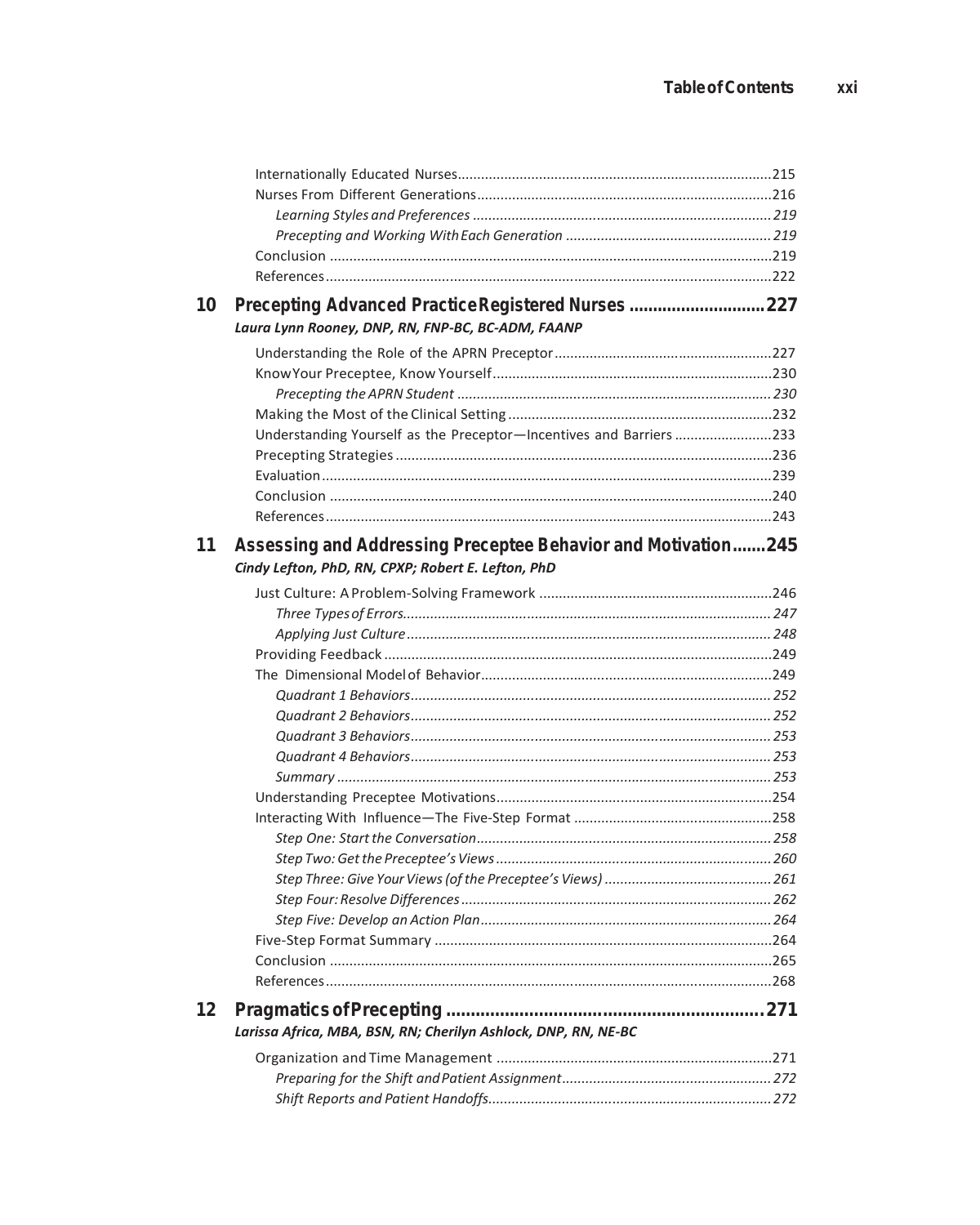Internationally Educated Nurses ........................................................................215
Nurses From Different Generations ....................................................................216
*Learning Styles and Preferences .........................................................................219*
*Precepting and Working With Each Generation ...................................................219*
Conclusion .........................................................................................................219
References ..........................................................................................................222

**10 Precepting Advanced Practice Registered Nurses ............................227**
*Laura Lynn Rooney, DNP, RN, FNP-BC, BC-ADM, FAANP*

Understanding the Role of the APRN Preceptor .....................................................227
Know Your Preceptee, Know Yourself ....................................................................230
*Precepting the APRN Student ...............................................................................230*
Making the Most of the Clinical Setting ................................................................232
Understanding Yourself as the Preceptor—Incentives and Barriers .........................233
Precepting Strategies ..........................................................................................236
Evaluation ...........................................................................................................239
Conclusion ..........................................................................................................240
References ..........................................................................................................243

**11 Assessing and Addressing Preceptee Behavior and Motivation.......245**
*Cindy Lefton, PhD, RN, CPXP; Robert E. Lefton, PhD*

Just Culture: A Problem-Solving Framework .........................................................246
*Three Types of Errors............................................................................................247*
*Applying Just Culture ...........................................................................................248*
Providing Feedback ..............................................................................................249
The Dimensional Model of Behavior ......................................................................249
*Quadrant 1 Behaviors...........................................................................................252*
*Quadrant 2 Behaviors...........................................................................................252*
*Quadrant 3 Behaviors...........................................................................................253*
*Quadrant 4 Behaviors...........................................................................................253*
*Summary .............................................................................................................253*
Understanding Preceptee Motivations ...................................................................254
Interacting With Influence—The Five-Step Format ..................................................258
*Step One: Start the Conversation..........................................................................258*
*Step Two: Get the Preceptee's Views .....................................................................260*
*Step Three: Give Your Views (of the Preceptee's Views) ..........................................261*
*Step Four: Resolve Differences ..............................................................................262*
*Step Five: Develop an Action Plan..........................................................................264*
Five-Step Format Summary ...................................................................................264
Conclusion ..........................................................................................................265
References ..........................................................................................................268

**12 Pragmatics of Precepting ..............................................................271**
*Larissa Africa, MBA, BSN, RN; Cherilyn Ashlock, DNP, RN, NE-BC*

Organization and Time Management ....................................................................271
*Preparing for the Shift and Patient Assignment.....................................................272*
*Shift Reports and Patient Handoffs........................................................................272*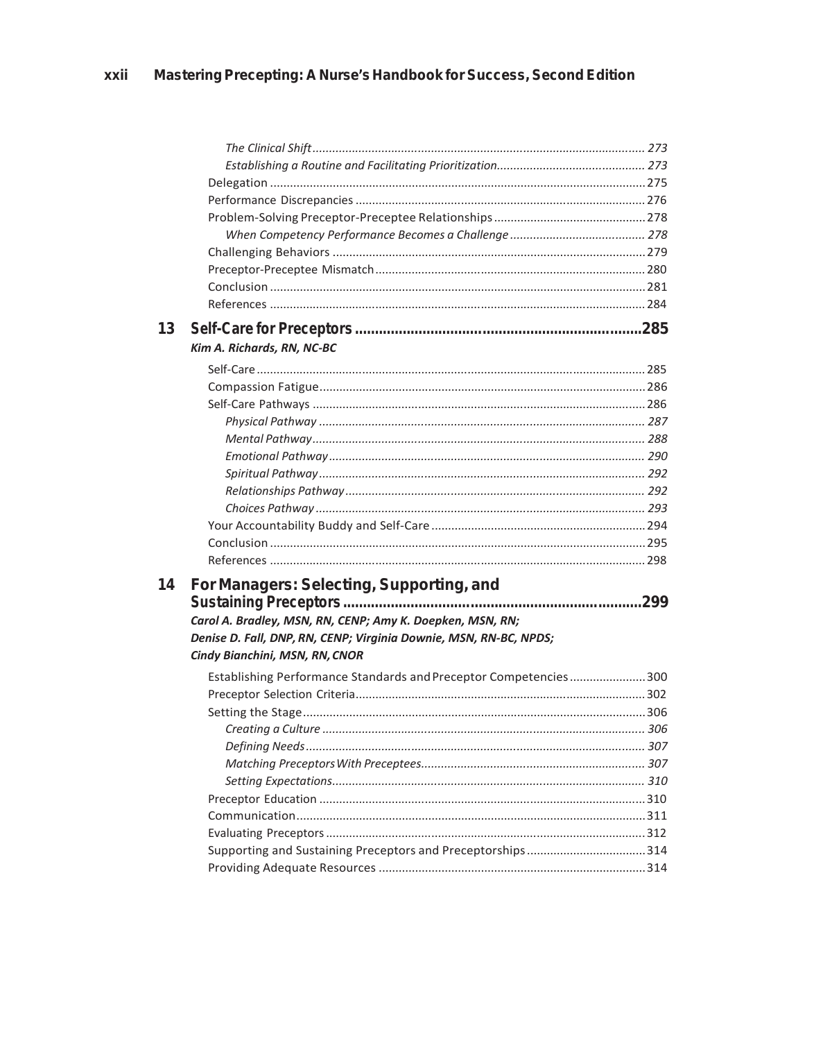*The Clinical Shift* ........................................................ 273

*Establishing a Routine and Facilitating Prioritization* ........................................................ 273

Delegation ........................................................ 275

Performance Discrepancies ........................................................ 276

Problem-Solving Preceptor-Preceptee Relationships ........................................................ 278

*When Competency Performance Becomes a Challenge* ........................................................ 278

Challenging Behaviors ........................................................ 279

Preceptor-Preceptee Mismatch ........................................................ 280

Conclusion ........................................................ 281

References ........................................................ 284

## 13 Self-Care for Preceptors ........................................................ 285

***Kim A. Richards, RN, NC-BC***

Self-Care ........................................................ 285

Compassion Fatigue ........................................................ 286

Self-Care Pathways ........................................................ 286

*Physical Pathway* ........................................................ 287

*Mental Pathway* ........................................................ 288

*Emotional Pathway* ........................................................ 290

*Spiritual Pathway* ........................................................ 292

*Relationships Pathway* ........................................................ 292

*Choices Pathway* ........................................................ 293

Your Accountability Buddy and Self-Care ........................................................ 294

Conclusion ........................................................ 295

References ........................................................ 298

## 14 For Managers: Selecting, Supporting, and Sustaining Preceptors ........................................................ 299

***Carol A. Bradley, MSN, RN, CENP; Amy K. Doepken, MSN, RN; Denise D. Fall, DNP, RN, CENP; Virginia Downie, MSN, RN-BC, NPDS; Cindy Bianchini, MSN, RN, CNOR***

Establishing Performance Standards and Preceptor Competencies ........................................................ 300

Preceptor Selection Criteria ........................................................ 302

Setting the Stage ........................................................ 306

*Creating a Culture* ........................................................ 306

*Defining Needs* ........................................................ 307

*Matching Preceptors With Preceptees* ........................................................ 307

*Setting Expectations* ........................................................ 310

Preceptor Education ........................................................ 310

Communication ........................................................ 311

Evaluating Preceptors ........................................................ 312

Supporting and Sustaining Preceptors and Preceptorships ........................................................ 314

Providing Adequate Resources ........................................................ 314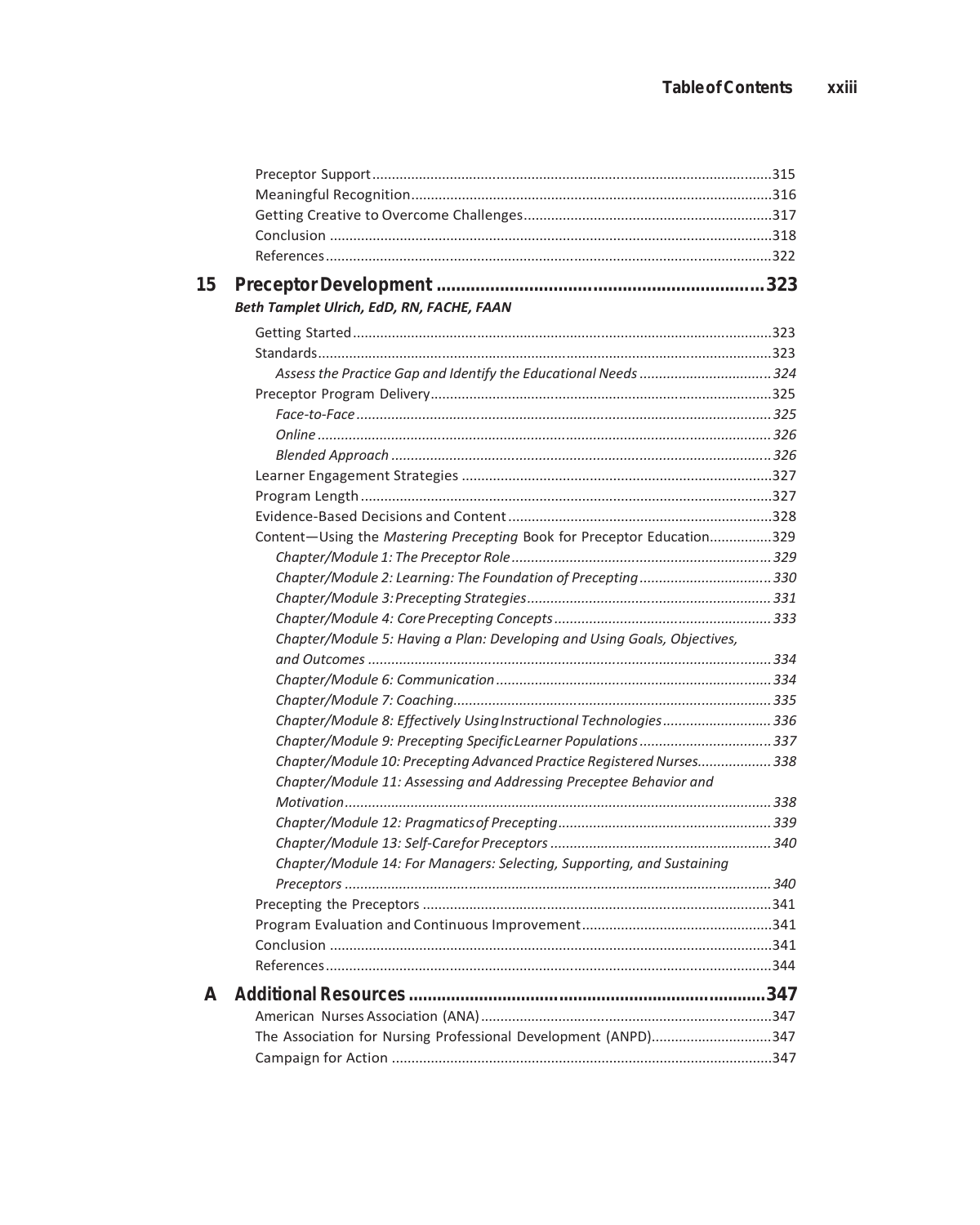Preceptor Support ... 315
Meaningful Recognition ... 316
Getting Creative to Overcome Challenges ... 317
Conclusion ... 318
References ... 322

## 15 Preceptor Development ... 323

***Beth Tamplet Ulrich, EdD, RN, FACHE, FAAN***

Getting Started ... 323
Standards ... 323
*Assess the Practice Gap and Identify the Educational Needs ... 324*
Preceptor Program Delivery ... 325
*Face-to-Face ... 325*
*Online ... 326*
*Blended Approach ... 326*
Learner Engagement Strategies ... 327
Program Length ... 327
Evidence-Based Decisions and Content ... 328
Content—Using the *Mastering Precepting* Book for Preceptor Education ... 329
*Chapter/Module 1: The Preceptor Role ... 329*
*Chapter/Module 2: Learning: The Foundation of Precepting ... 330*
*Chapter/Module 3: Precepting Strategies ... 331*
*Chapter/Module 4: Core Precepting Concepts ... 333*
*Chapter/Module 5: Having a Plan: Developing and Using Goals, Objectives, and Outcomes ... 334*
*Chapter/Module 6: Communication ... 334*
*Chapter/Module 7: Coaching ... 335*
*Chapter/Module 8: Effectively Using Instructional Technologies ... 336*
*Chapter/Module 9: Precepting Specific Learner Populations ... 337*
*Chapter/Module 10: Precepting Advanced Practice Registered Nurses ... 338*
*Chapter/Module 11: Assessing and Addressing Preceptee Behavior and Motivation ... 338*
*Chapter/Module 12: Pragmatics of Precepting ... 339*
*Chapter/Module 13: Self-Care for Preceptors ... 340*
*Chapter/Module 14: For Managers: Selecting, Supporting, and Sustaining Preceptors ... 340*
Precepting the Preceptors ... 341
Program Evaluation and Continuous Improvement ... 341
Conclusion ... 341
References ... 344

## A Additional Resources ... 347

American Nurses Association (ANA) ... 347
The Association for Nursing Professional Development (ANPD) ... 347
Campaign for Action ... 347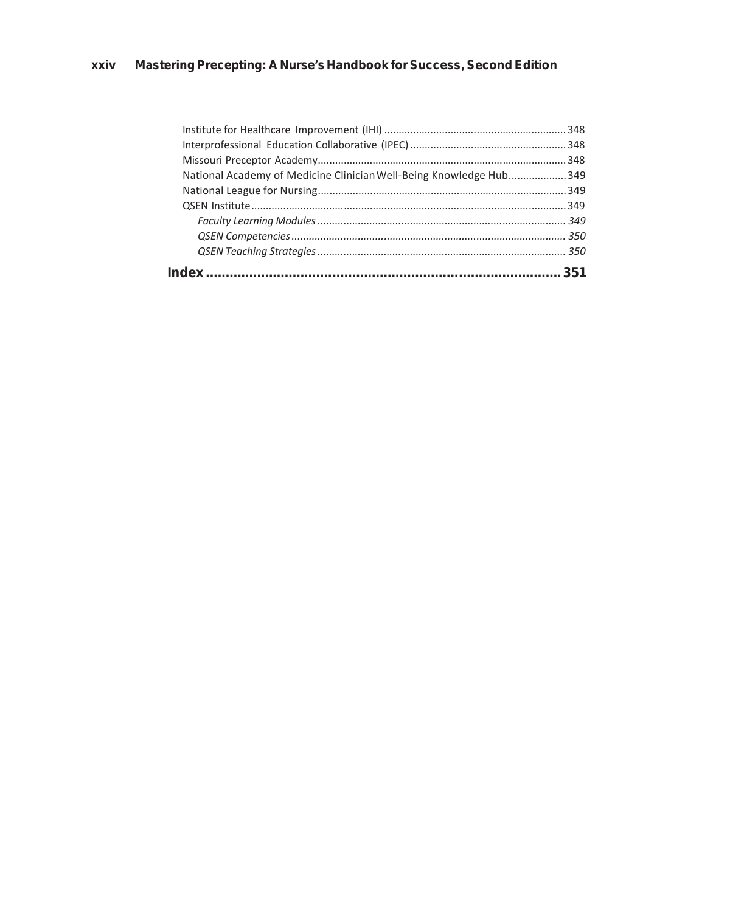Institute for Healthcare Improvement (IHI) .............................................................. 348
Interprofessional Education Collaborative (IPEC) ..................................................... 348
Missouri Preceptor Academy..................................................................................... 348
National Academy of Medicine Clinician Well-Being Knowledge Hub.................... 349
National League for Nursing...................................................................................... 349
QSEN Institute............................................................................................................. 349

*Faculty Learning Modules* ..................................................................................... *349*
*QSEN Competencies* .............................................................................................. *350*
*QSEN Teaching Strategies* ..................................................................................... *350*

**Index ...................................................................................... 351**